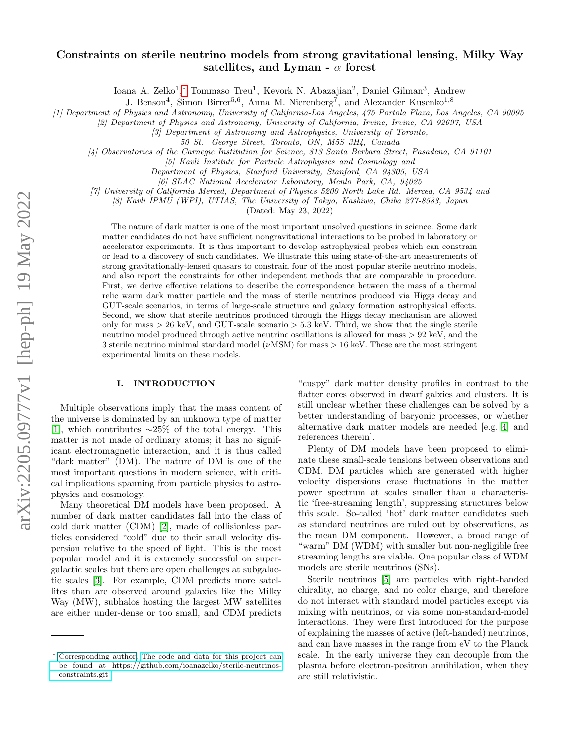# Constraints on sterile neutrino models from strong gravitational lensing, Milky Way satellites, and Lyman - $\alpha$ forest

Ioana A. Zelko[1,*] Tommaso Treu[1], Kevork N. Abazajian[2], Daniel Gilman[3], Andrew J. Benson[4], Simon Birrer[5,6], Anna M. Nierenberg[7], and Alexander Kusenko[1,8]

*[1] Department of Physics and Astronomy, University of California-Los Angeles, 475 Portola Plaza, Los Angeles, CA 90095*
*[2] Department of Physics and Astronomy, University of California, Irvine, Irvine, CA 92697, USA*
*[3] Department of Astronomy and Astrophysics, University of Toronto, 50 St. George Street, Toronto, ON, M5S 3H4, Canada*
*[4] Observatories of the Carnegie Institution for Science, 813 Santa Barbara Street, Pasadena, CA 91101*
*[5] Kavli Institute for Particle Astrophysics and Cosmology and Department of Physics, Stanford University, Stanford, CA 94305, USA*
*[6] SLAC National Accelerator Laboratory, Menlo Park, CA, 94025*
*[7] University of California Merced, Department of Physics 5200 North Lake Rd. Merced, CA 9534 and*
*[8] Kavli IPMU (WPI), UTIAS, The University of Tokyo, Kashiwa, Chiba 277-8583, Japan*

(Dated: May 23, 2022)

The nature of dark matter is one of the most important unsolved questions in science. Some dark matter candidates do not have sufficient nongravitational interactions to be probed in laboratory or accelerator experiments. It is thus important to develop astrophysical probes which can constrain or lead to a discovery of such candidates. We illustrate this using state-of-the-art measurements of strong gravitationally-lensed quasars to constrain four of the most popular sterile neutrino models, and also report the constraints for other independent methods that are comparable in procedure. First, we derive effective relations to describe the correspondence between the mass of a thermal relic warm dark matter particle and the mass of sterile neutrinos produced via Higgs decay and GUT-scale scenarios, in terms of large-scale structure and galaxy formation astrophysical effects. Second, we show that sterile neutrinos produced through the Higgs decay mechanism are allowed only for mass $> 26$ keV, and GUT-scale scenario $> 5.3$ keV. Third, we show that the single sterile neutrino model produced through active neutrino oscillations is allowed for mass $> 92$ keV, and the 3 sterile neutrino minimal standard model ($\nu$MSM) for mass $> 16$ keV. These are the most stringent experimental limits on these models.

## I. INTRODUCTION

Multiple observations imply that the mass content of the universe is dominated by an unknown type of matter [1], which contributes $\sim$25% of the total energy. This matter is not made of ordinary atoms; it has no significant electromagnetic interaction, and it is thus called "dark matter" (DM). The nature of DM is one of the most important questions in modern science, with critical implications spanning from particle physics to astrophysics and cosmology.

Many theoretical DM models have been proposed. A number of dark matter candidates fall into the class of cold dark matter (CDM) [2], made of collisionless particles considered "cold" due to their small velocity dispersion relative to the speed of light. This is the most popular model and it is extremely successful on supergalactic scales but there are open challenges at subgalactic scales [3]. For example, CDM predicts more satellites than are observed around galaxies like the Milky Way (MW), subhalos hosting the largest MW satellites are either under-dense or too small, and CDM predicts "cuspy" dark matter density profiles in contrast to the flatter cores observed in dwarf galxies and clusters. It is still unclear whether these challenges can be solved by a better understanding of baryonic processes, or whether alternative dark matter models are needed [e.g. 4, and references therein].

Plenty of DM models have been proposed to eliminate these small-scale tensions between observations and CDM. DM particles which are generated with higher velocity dispersions erase fluctuations in the matter power spectrum at scales smaller than a characteristic 'free-streaming length', suppressing structures below this scale. So-called 'hot' dark matter candidates such as standard neutrinos are ruled out by observations, as the mean DM component. However, a broad range of "warm" DM (WDM) with smaller but non-negligible free streaming lengths are viable. One popular class of WDM models are sterile neutrinos (SNs).

Sterile neutrinos [5] are particles with right-handed chirality, no charge, and no color charge, and therefore do not interact with standard model particles except via mixing with neutrinos, or via some non-standard-model interactions. They were first introduced for the purpose of explaining the masses of active (left-handed) neutrinos, and can have masses in the range from eV to the Planck scale. In the early universe they can decouple from the plasma before electron-positron annihilation, when they are still relativistic.

* Corresponding author; The code and data for this project can be found at https://github.com/ioanazelko/sterile-neutrinos-constraints.git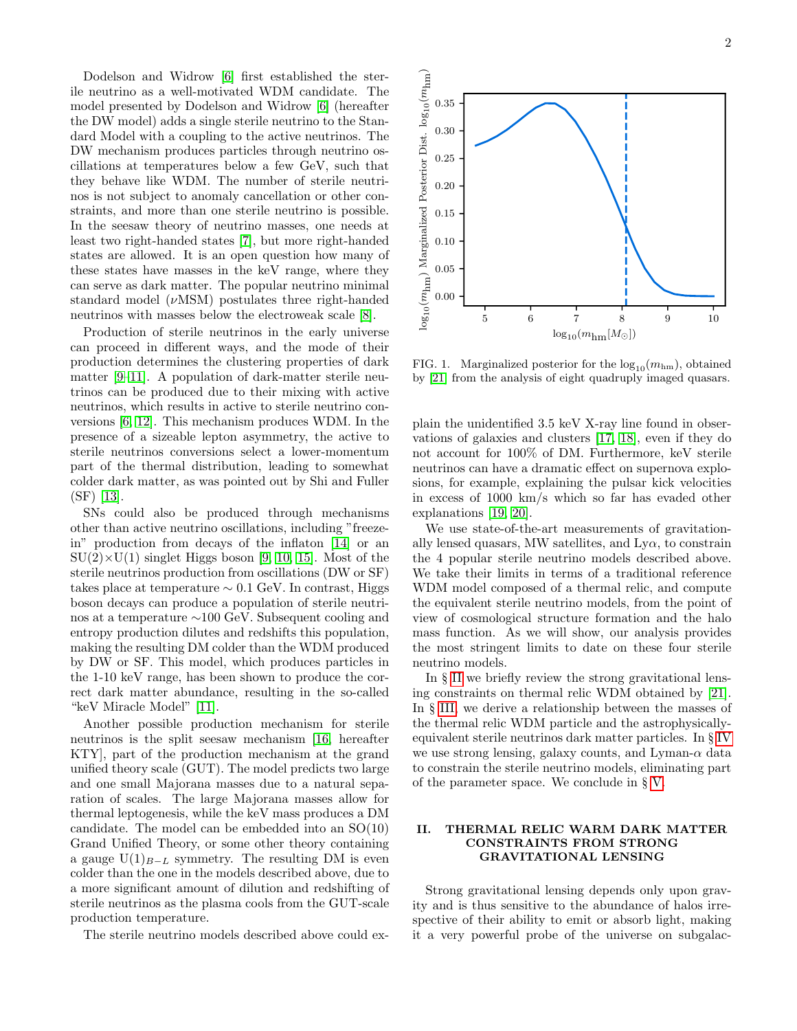Dodelson and Widrow [6] first established the sterile neutrino as a well-motivated WDM candidate. The model presented by Dodelson and Widrow [6] (hereafter the DW model) adds a single sterile neutrino to the Standard Model with a coupling to the active neutrinos. The DW mechanism produces particles through neutrino oscillations at temperatures below a few GeV, such that they behave like WDM. The number of sterile neutrinos is not subject to anomaly cancellation or other constraints, and more than one sterile neutrino is possible. In the seesaw theory of neutrino masses, one needs at least two right-handed states [7], but more right-handed states are allowed. It is an open question how many of these states have masses in the keV range, where they can serve as dark matter. The popular neutrino minimal standard model ($\nu$MSM) postulates three right-handed neutrinos with masses below the electroweak scale [8].

Production of sterile neutrinos in the early universe can proceed in different ways, and the mode of their production determines the clustering properties of dark matter [9–11]. A population of dark-matter sterile neutrinos can be produced due to their mixing with active neutrinos, which results in active to sterile neutrino conversions [6, 12]. This mechanism produces WDM. In the presence of a sizeable lepton asymmetry, the active to sterile neutrinos conversions select a lower-momentum part of the thermal distribution, leading to somewhat colder dark matter, as was pointed out by Shi and Fuller (SF) [13].

SNs could also be produced through mechanisms other than active neutrino oscillations, including "freeze-in" production from decays of the inflaton [14] or an $SU(2)\times U(1)$ singlet Higgs boson [9, 10, 15]. Most of the sterile neutrinos production from oscillations (DW or SF) takes place at temperature $\sim 0.1$ GeV. In contrast, Higgs boson decays can produce a population of sterile neutrinos at a temperature $\sim$100 GeV. Subsequent cooling and entropy production dilutes and redshifts this population, making the resulting DM colder than the WDM produced by DW or SF. This model, which produces particles in the 1-10 keV range, has been shown to produce the correct dark matter abundance, resulting in the so-called "keV Miracle Model" [11].

Another possible production mechanism for sterile neutrinos is the split seesaw mechanism [16, hereafter KTY], part of the production mechanism at the grand unified theory scale (GUT). The model predicts two large and one small Majorana masses due to a natural separation of scales. The large Majorana masses allow for thermal leptogenesis, while the keV mass produces a DM candidate. The model can be embedded into an SO(10) Grand Unified Theory, or some other theory containing a gauge $U(1)_{B-L}$ symmetry. The resulting DM is even colder than the one in the models described above, due to a more significant amount of dilution and redshifting of sterile neutrinos as the plasma cools from the GUT-scale production temperature.

The sterile neutrino models described above could explain the unidentified 3.5 keV X-ray line found in observations of galaxies and clusters [17, 18], even if they do not account for 100% of DM. Furthermore, keV sterile neutrinos can have a dramatic effect on supernova explosions, for example, explaining the pulsar kick velocities in excess of 1000 km/s which so far has evaded other explanations [19, 20].

FIG. 1. Marginalized posterior for the $\log_{10}(m_{\rm hm})$, obtained by [21] from the analysis of eight quadruply imaged quasars.

We use state-of-the-art measurements of gravitationally lensed quasars, MW satellites, and Ly$\alpha$, to constrain the 4 popular sterile neutrino models described above. We take their limits in terms of a traditional reference WDM model composed of a thermal relic, and compute the equivalent sterile neutrino models, from the point of view of cosmological structure formation and the halo mass function. As we will show, our analysis provides the most stringent limits to date on these four sterile neutrino models.

In § II we briefly review the strong gravitational lensing constraints on thermal relic WDM obtained by [21]. In § III, we derive a relationship between the masses of the thermal relic WDM particle and the astrophysically-equivalent sterile neutrinos dark matter particles. In § IV we use strong lensing, galaxy counts, and Lyman-$\alpha$ data to constrain the sterile neutrino models, eliminating part of the parameter space. We conclude in § V.

## II. THERMAL RELIC WARM DARK MATTER CONSTRAINTS FROM STRONG GRAVITATIONAL LENSING

Strong gravitational lensing depends only upon gravity and is thus sensitive to the abundance of halos irrespective of their ability to emit or absorb light, making it a very powerful probe of the universe on subgalac-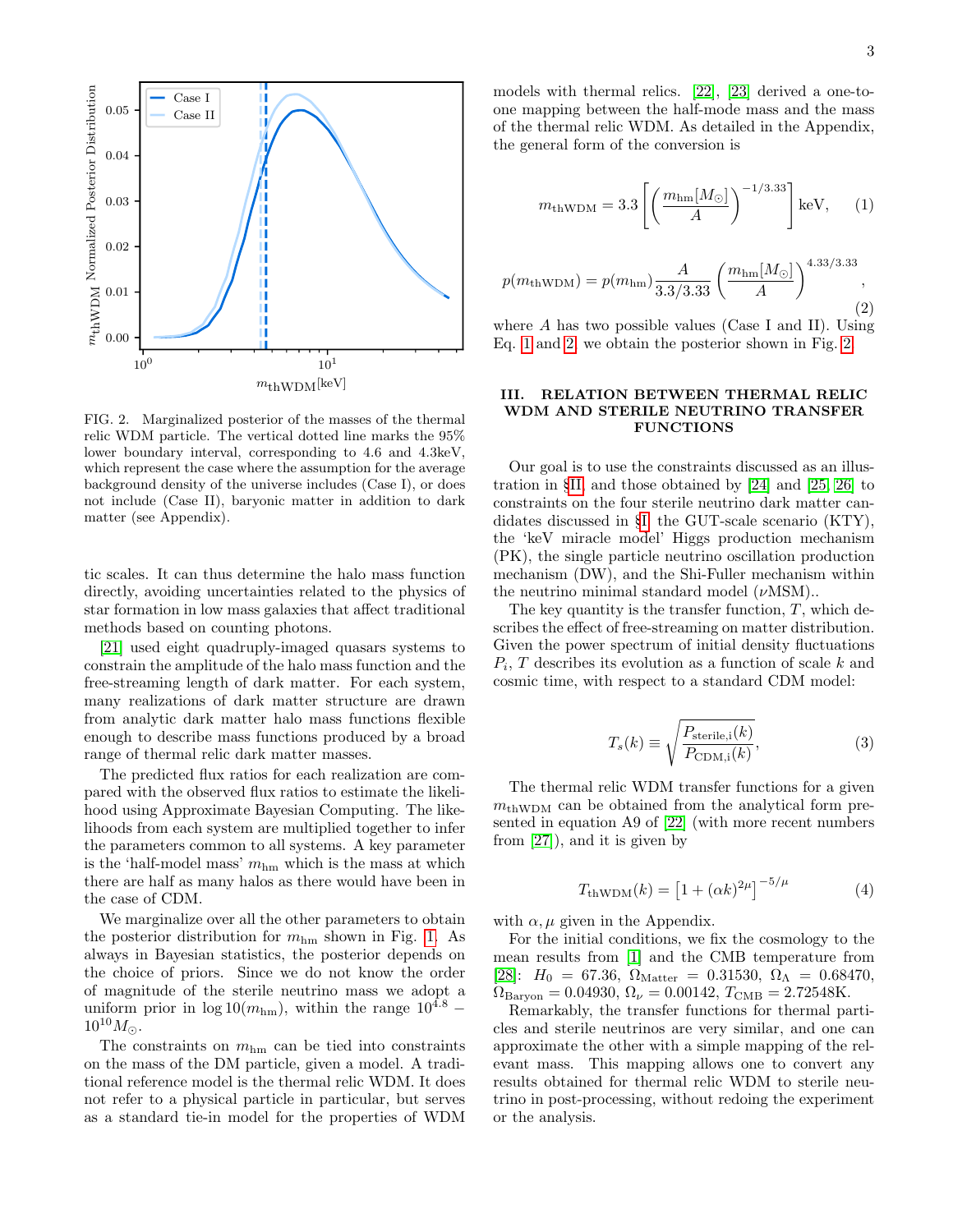FIG. 2. Marginalized posterior of the masses of the thermal relic WDM particle. The vertical dotted line marks the 95% lower boundary interval, corresponding to 4.6 and 4.3keV, which represent the case where the assumption for the average background density of the universe includes (Case I), or does not include (Case II), baryonic matter in addition to dark matter (see Appendix).

tic scales. It can thus determine the halo mass function directly, avoiding uncertainties related to the physics of star formation in low mass galaxies that affect traditional methods based on counting photons.

[21] used eight quadruply-imaged quasars systems to constrain the amplitude of the halo mass function and the free-streaming length of dark matter. For each system, many realizations of dark matter structure are drawn from analytic dark matter halo mass functions flexible enough to describe mass functions produced by a broad range of thermal relic dark matter masses.

The predicted flux ratios for each realization are compared with the observed flux ratios to estimate the likelihood using Approximate Bayesian Computing. The likelihoods from each system are multiplied together to infer the parameters common to all systems. A key parameter is the 'half-model mass' $m_{\rm hm}$ which is the mass at which there are half as many halos as there would have been in the case of CDM.

We marginalize over all the other parameters to obtain the posterior distribution for $m_{\rm hm}$ shown in Fig. 1. As always in Bayesian statistics, the posterior depends on the choice of priors. Since we do not know the order of magnitude of the sterile neutrino mass we adopt a uniform prior in $\log 10(m_{\rm hm})$, within the range $10^{4.8} - 10^{10} M_\odot$.

The constraints on $m_{\rm hm}$ can be tied into constraints on the mass of the DM particle, given a model. A traditional reference model is the thermal relic WDM. It does not refer to a physical particle in particular, but serves as a standard tie-in model for the properties of WDM models with thermal relics. [22], [23] derived a one-to-one mapping between the half-mode mass and the mass of the thermal relic WDM. As detailed in the Appendix, the general form of the conversion is

$$m_{\rm thWDM} = 3.3 \left[ \left( \frac{m_{\rm hm}[M_\odot]}{A} \right)^{-1/3.33} \right] {\rm keV}, \quad (1)$$

$$p(m_{\rm thWDM}) = p(m_{\rm hm}) \frac{A}{3.3/3.33} \left( \frac{m_{\rm hm}[M_\odot]}{A} \right)^{4.33/3.33}, \quad (2)$$

where $A$ has two possible values (Case I and II). Using Eq. 1 and 2, we obtain the posterior shown in Fig. 2.

## III. RELATION BETWEEN THERMAL RELIC WDM AND STERILE NEUTRINO TRANSFER FUNCTIONS

Our goal is to use the constraints discussed as an illustration in §II, and those obtained by [24] and [25, 26] to constraints on the four sterile neutrino dark matter candidates discussed in §I: the GUT-scale scenario (KTY), the 'keV miracle model' Higgs production mechanism (PK), the single particle neutrino oscillation production mechanism (DW), and the Shi-Fuller mechanism within the neutrino minimal standard model ($\nu$MSM)..

The key quantity is the transfer function, $T$, which describes the effect of free-streaming on matter distribution. Given the power spectrum of initial density fluctuations $P_i$, $T$ describes its evolution as a function of scale $k$ and cosmic time, with respect to a standard CDM model:

$$T_s(k) \equiv \sqrt{\frac{P_{\rm sterile,i}(k)}{P_{\rm CDM,i}(k)}}, \quad (3)$$

The thermal relic WDM transfer functions for a given $m_{\rm thWDM}$ can be obtained from the analytical form presented in equation A9 of [22] (with more recent numbers from [27]), and it is given by

$$T_{\rm thWDM}(k) = \left[1 + (\alpha k)^{2\mu}\right]^{-5/\mu} \quad (4)$$

with $\alpha, \mu$ given in the Appendix.

For the initial conditions, we fix the cosmology to the mean results from [1] and the CMB temperature from [28]: $H_0 = 67.36$, $\Omega_{\rm Matter} = 0.31530$, $\Omega_\Lambda = 0.68470$, $\Omega_{\rm Baryon} = 0.04930$, $\Omega_\nu = 0.00142$, $T_{\rm CMB} = 2.72548$K.

Remarkably, the transfer functions for thermal particles and sterile neutrinos are very similar, and one can approximate the other with a simple mapping of the relevant mass. This mapping allows one to convert any results obtained for thermal relic WDM to sterile neutrino in post-processing, without redoing the experiment or the analysis.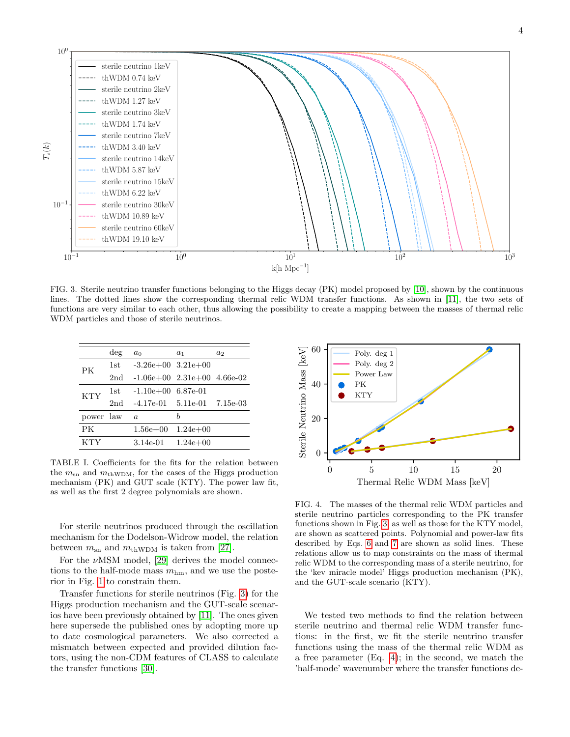FIG. 3. Sterile neutrino transfer functions belonging to the Higgs decay (PK) model proposed by [10], shown by the continuous lines. The dotted lines show the corresponding thermal relic WDM transfer functions. As shown in [11], the two sets of functions are very similar to each other, thus allowing the possibility to create a mapping between the masses of thermal relic WDM particles and those of sterile neutrinos.

|  | deg | $a_0$ | $a_1$ | $a_2$ |
|---|---|---|---|---|
| PK | 1st | -3.26e+00 | 3.21e+00 |  |
|  | 2nd | -1.06e+00 | 2.31e+00 | 4.66e-02 |
| KTY | 1st | -1.10e+00 | 6.87e-01 |  |
|  | 2nd | -4.17e-01 | 5.11e-01 | 7.15e-03 |
| power | law | $a$ | $b$ |  |
| PK |  | 1.56e+00 | 1.24e+00 |  |
| KTY |  | 3.14e-01 | 1.24e+00 |  |

TABLE I. Coefficients for the fits for the relation between the $m_{\rm sn}$ and $m_{\rm thWDM}$, for the cases of the Higgs production mechanism (PK) and GUT scale (KTY). The power law fit, as well as the first 2 degree polynomials are shown.

For sterile neutrinos produced through the oscillation mechanism for the Dodelson-Widrow model, the relation between $m_{\rm sn}$ and $m_{\rm thWDM}$ is taken from [27].

For the $\nu$MSM model, [29] derives the model connections to the half-mode mass $m_{\rm hm}$, and we use the posterior in Fig. 1 to constrain them.

Transfer functions for sterile neutrinos (Fig. 3) for the Higgs production mechanism and the GUT-scale scenarios have been previously obtained by [11]. The ones given here supersede the published ones by adopting more up to date cosmological parameters. We also corrected a mismatch between expected and provided dilution factors, using the non-CDM features of CLASS to calculate the transfer functions [30].

FIG. 4. The masses of the thermal relic WDM particles and sterile neutrino particles corresponding to the PK transfer functions shown in Fig. 3, as well as those for the KTY model, are shown as scattered points. Polynomial and power-law fits described by Eqs. 6 and 7 are shown as solid lines. These relations allow us to map constraints on the mass of thermal relic WDM to the corresponding mass of a sterile neutrino, for the 'kev miracle model' Higgs production mechanism (PK), and the GUT-scale scenario (KTY).

We tested two methods to find the relation between sterile neutrino and thermal relic WDM transfer functions: in the first, we fit the sterile neutrino transfer functions using the mass of the thermal relic WDM as a free parameter (Eq. 4); in the second, we match the 'half-mode' wavenumber where the transfer functions de-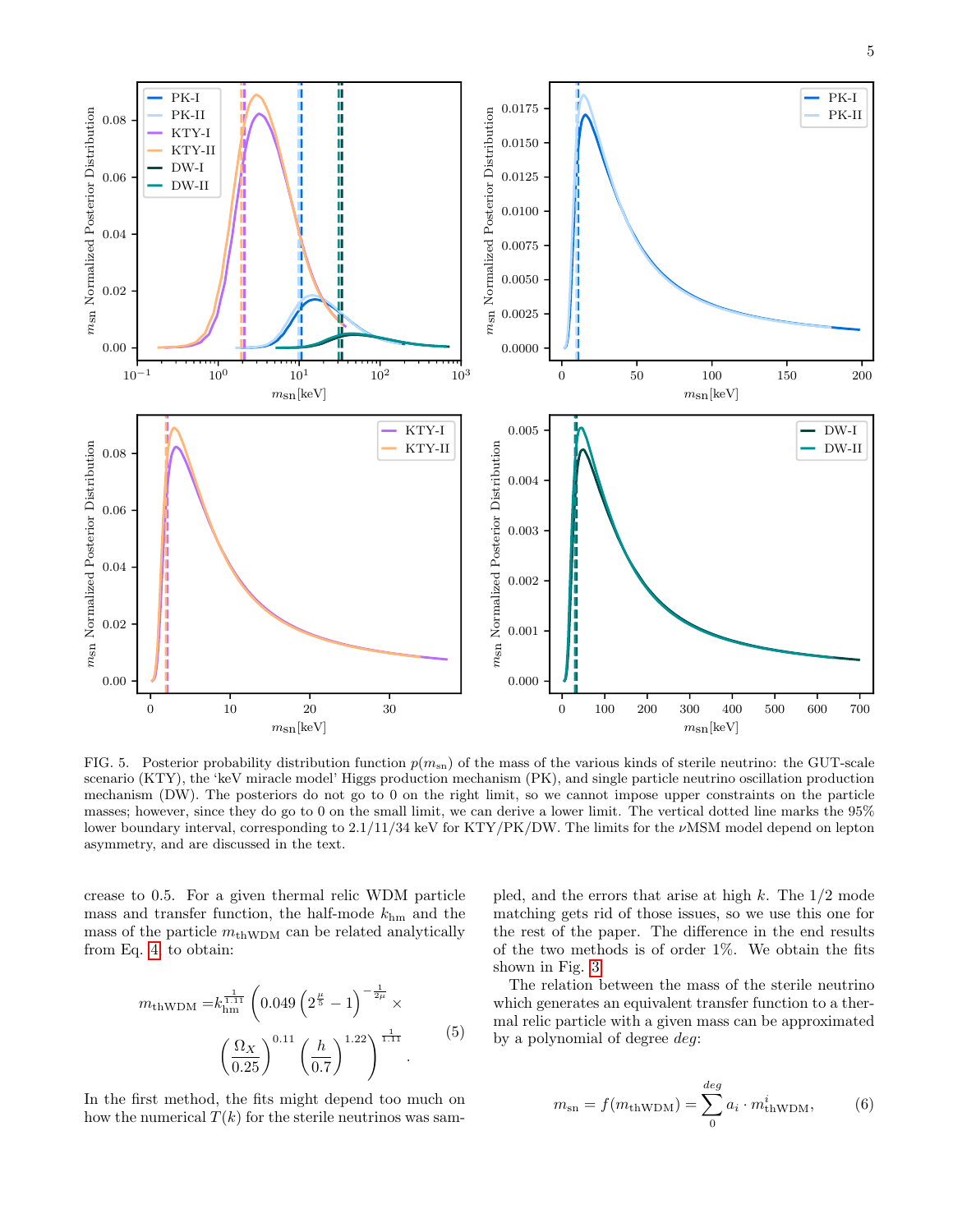FIG. 5. Posterior probability distribution function $p(m_{\rm sn})$ of the mass of the various kinds of sterile neutrino: the GUT-scale scenario (KTY), the 'keV miracle model' Higgs production mechanism (PK), and single particle neutrino oscillation production mechanism (DW). The posteriors do not go to 0 on the right limit, so we cannot impose upper constraints on the particle masses; however, since they do go to 0 on the small limit, we can derive a lower limit. The vertical dotted line marks the 95% lower boundary interval, corresponding to 2.1/11/34 keV for KTY/PK/DW. The limits for the $\nu$MSM model depend on lepton asymmetry, and are discussed in the text.

crease to 0.5. For a given thermal relic WDM particle mass and transfer function, the half-mode $k_{\rm hm}$ and the mass of the particle $m_{\rm thWDM}$ can be related analytically from Eq. 4 to obtain:

$$m_{\rm thWDM} = k_{\rm hm}^{\frac{1}{1.11}} \left(0.049 \left(2^{\frac{\mu}{5}} - 1\right)^{-\frac{1}{2\mu}} \times \left(\frac{\Omega_X}{0.25}\right)^{0.11} \left(\frac{h}{0.7}\right)^{1.22}\right)^{\frac{1}{1.11}}. \tag{5}$$

In the first method, the fits might depend too much on how the numerical $T(k)$ for the sterile neutrinos was sampled, and the errors that arise at high $k$. The 1/2 mode matching gets rid of those issues, so we use this one for the rest of the paper. The difference in the end results of the two methods is of order 1%. We obtain the fits shown in Fig. 3.

The relation between the mass of the sterile neutrino which generates an equivalent transfer function to a thermal relic particle with a given mass can be approximated by a polynomial of degree $deg$:

$$m_{\rm sn} = f(m_{\rm thWDM}) = \sum_{0}^{deg} a_i \cdot m_{\rm thWDM}^i, \tag{6}$$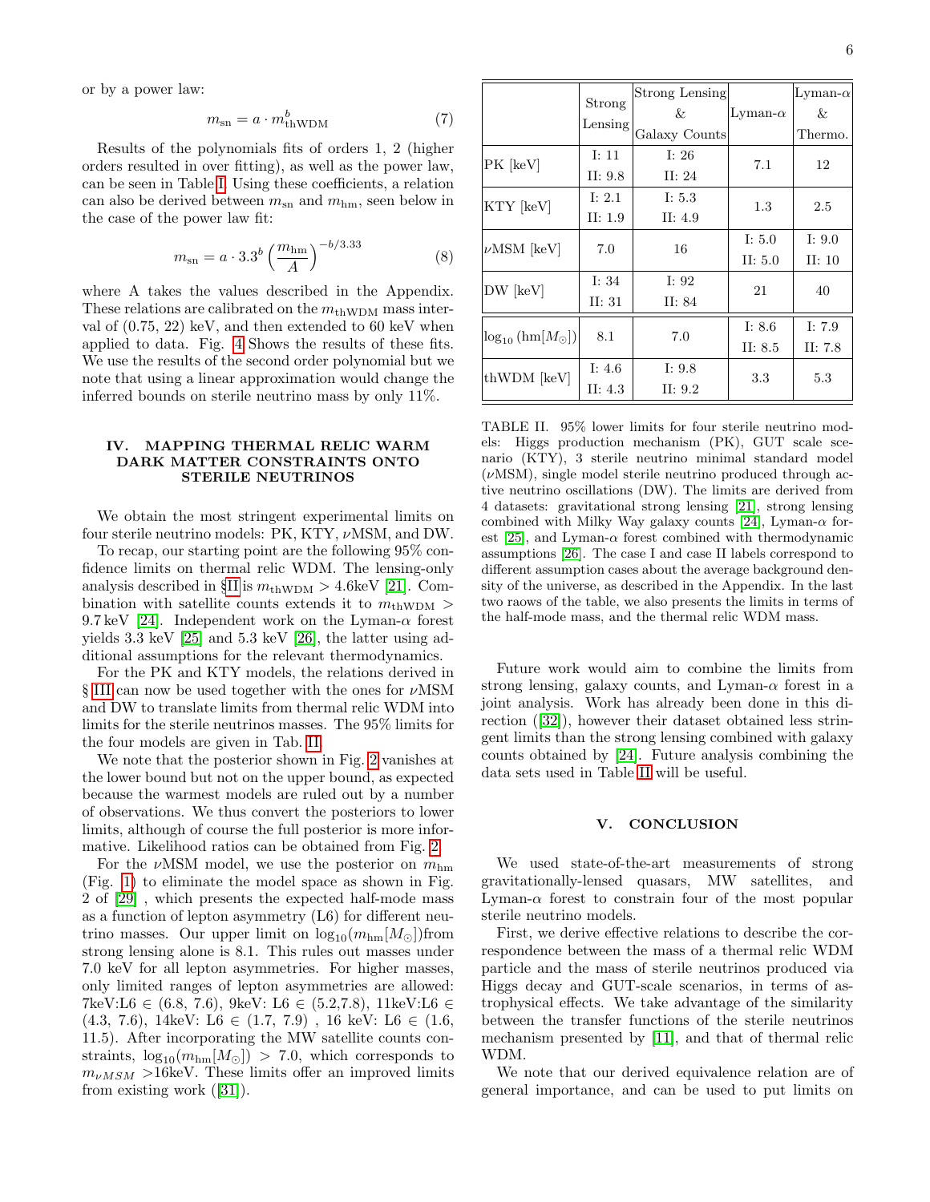or by a power law:

$$m_{\rm sn} = a \cdot m_{\rm thWDM}^{b} \tag{7}$$

Results of the polynomials fits of orders 1, 2 (higher orders resulted in over fitting), as well as the power law, can be seen in Table I. Using these coefficients, a relation can also be derived between $m_{\rm sn}$ and $m_{\rm hm}$, seen below in the case of the power law fit:

$$m_{\rm sn} = a \cdot 3.3^{b} \left(\frac{m_{\rm hm}}{A}\right)^{-b/3.33} \tag{8}$$

where A takes the values described in the Appendix. These relations are calibrated on the $m_{\rm thWDM}$ mass interval of (0.75, 22) keV, and then extended to 60 keV when applied to data. Fig. 4 Shows the results of these fits. We use the results of the second order polynomial but we note that using a linear approximation would change the inferred bounds on sterile neutrino mass by only 11%.

## IV. MAPPING THERMAL RELIC WARM DARK MATTER CONSTRAINTS ONTO STERILE NEUTRINOS

We obtain the most stringent experimental limits on four sterile neutrino models: PK, KTY, $\nu$MSM, and DW.

To recap, our starting point are the following 95% confidence limits on thermal relic WDM. The lensing-only analysis described in §II is $m_{\rm thWDM} > 4.6$keV [21]. Combination with satellite counts extends it to $m_{\rm thWDM} > 9.7$ keV [24]. Independent work on the Lyman-$\alpha$ forest yields 3.3 keV [25] and 5.3 keV [26], the latter using additional assumptions for the relevant thermodynamics.

For the PK and KTY models, the relations derived in § III can now be used together with the ones for $\nu$MSM and DW to translate limits from thermal relic WDM into limits for the sterile neutrinos masses. The 95% limits for the four models are given in Tab. II.

We note that the posterior shown in Fig. 2 vanishes at the lower bound but not on the upper bound, as expected because the warmest models are ruled out by a number of observations. We thus convert the posteriors to lower limits, although of course the full posterior is more informative. Likelihood ratios can be obtained from Fig. 2.

For the $\nu$MSM model, we use the posterior on $m_{\rm hm}$ (Fig. 1) to eliminate the model space as shown in Fig. 2 of [29] , which presents the expected half-mode mass as a function of lepton asymmetry (L6) for different neutrino masses. Our upper limit on $\log_{10}(m_{\rm hm}[M_\odot])$from strong lensing alone is 8.1. This rules out masses under 7.0 keV for all lepton asymmetries. For higher masses, only limited ranges of lepton asymmetries are allowed: 7keV:L6 $\in$ (6.8, 7.6), 9keV: L6 $\in$ (5.2,7.8), 11keV:L6 $\in$ (4.3, 7.6), 14keV: L6 $\in$ (1.7, 7.9) , 16 keV: L6 $\in$ (1.6, 11.5). After incorporating the MW satellite counts constraints, $\log_{10}(m_{\rm hm}[M_\odot]) > 7.0$, which corresponds to $m_{\nu MSM} >$16keV. These limits offer an improved limits from existing work ([31]).

| | Strong Lensing | Strong Lensing & Galaxy Counts | Lyman-$\alpha$ | Lyman-$\alpha$ & Thermo. |
|---|---|---|---|---|
| PK [keV] | I: 11<br>II: 9.8 | I: 26<br>II: 24 | 7.1 | 12 |
| KTY [keV] | I: 2.1<br>II: 1.9 | I: 5.3<br>II: 4.9 | 1.3 | 2.5 |
| $\nu$MSM [keV] | 7.0 | 16 | I: 5.0<br>II: 5.0 | I: 9.0<br>II: 10 |
| DW [keV] | I: 34<br>II: 31 | I: 92<br>II: 84 | 21 | 40 |
| $\log_{10}(\mathrm{hm}[M_\odot])$ | 8.1 | 7.0 | I: 8.6<br>II: 8.5 | I: 7.9<br>II: 7.8 |
| thWDM [keV] | I: 4.6<br>II: 4.3 | I: 9.8<br>II: 9.2 | 3.3 | 5.3 |

TABLE II. 95% lower limits for four sterile neutrino models: Higgs production mechanism (PK), GUT scale scenario (KTY), 3 sterile neutrino minimal standard model ($\nu$MSM), single model sterile neutrino produced through active neutrino oscillations (DW). The limits are derived from 4 datasets: gravitational strong lensing [21], strong lensing combined with Milky Way galaxy counts [24], Lyman-$\alpha$ forest [25], and Lyman-$\alpha$ forest combined with thermodynamic assumptions [26]. The case I and case II labels correspond to different assumption cases about the average background density of the universe, as described in the Appendix. In the last two raows of the table, we also presents the limits in terms of the half-mode mass, and the thermal relic WDM mass.

Future work would aim to combine the limits from strong lensing, galaxy counts, and Lyman-$\alpha$ forest in a joint analysis. Work has already been done in this direction ([32]), however their dataset obtained less stringent limits than the strong lensing combined with galaxy counts obtained by [24]. Future analysis combining the data sets used in Table II will be useful.

## V. CONCLUSION

We used state-of-the-art measurements of strong gravitationally-lensed quasars, MW satellites, and Lyman-$\alpha$ forest to constrain four of the most popular sterile neutrino models.

First, we derive effective relations to describe the correspondence between the mass of a thermal relic WDM particle and the mass of sterile neutrinos produced via Higgs decay and GUT-scale scenarios, in terms of astrophysical effects. We take advantage of the similarity between the transfer functions of the sterile neutrinos mechanism presented by [11], and that of thermal relic WDM.

We note that our derived equivalence relation are of general importance, and can be used to put limits on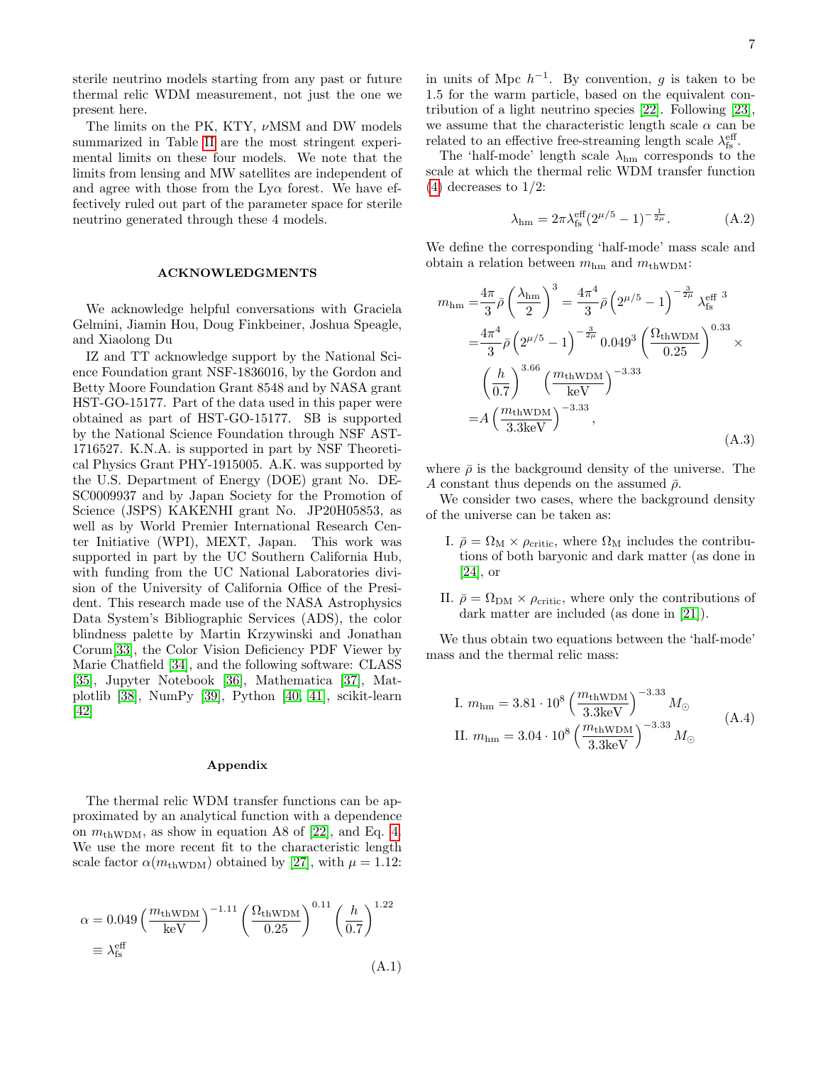sterile neutrino models starting from any past or future thermal relic WDM measurement, not just the one we present here.

The limits on the PK, KTY, $\nu$MSM and DW models summarized in Table II are the most stringent experimental limits on these four models. We note that the limits from lensing and MW satellites are independent of and agree with those from the Ly$\alpha$ forest. We have effectively ruled out part of the parameter space for sterile neutrino generated through these 4 models.

## ACKNOWLEDGMENTS

We acknowledge helpful conversations with Graciela Gelmini, Jiamin Hou, Doug Finkbeiner, Joshua Speagle, and Xiaolong Du

IZ and TT acknowledge support by the National Science Foundation grant NSF-1836016, by the Gordon and Betty Moore Foundation Grant 8548 and by NASA grant HST-GO-15177. Part of the data used in this paper were obtained as part of HST-GO-15177. SB is supported by the National Science Foundation through NSF AST-1716527. K.N.A. is supported in part by NSF Theoretical Physics Grant PHY-1915005. A.K. was supported by the U.S. Department of Energy (DOE) grant No. DE-SC0009937 and by Japan Society for the Promotion of Science (JSPS) KAKENHI grant No. JP20H05853, as well as by World Premier International Research Center Initiative (WPI), MEXT, Japan. This work was supported in part by the UC Southern California Hub, with funding from the UC National Laboratories division of the University of California Office of the President. This research made use of the NASA Astrophysics Data System's Bibliographic Services (ADS), the color blindness palette by Martin Krzywinski and Jonathan Corum[33], the Color Vision Deficiency PDF Viewer by Marie Chatfield [34], and the following software: CLASS [35], Jupyter Notebook [36], Mathematica [37], Matplotlib [38], NumPy [39], Python [40, 41], scikit-learn [42]

## Appendix

The thermal relic WDM transfer functions can be approximated by an analytical function with a dependence on $m_{\rm thWDM}$, as show in equation A8 of [22], and Eq. 4. We use the more recent fit to the characteristic length scale factor $\alpha(m_{\rm thWDM})$ obtained by [27], with $\mu = 1.12$:

$$\alpha = 0.049\left(\frac{m_{\rm thWDM}}{\rm keV}\right)^{-1.11}\left(\frac{\Omega_{\rm thWDM}}{0.25}\right)^{0.11}\left(\frac{h}{0.7}\right)^{1.22} \equiv \lambda_{\rm fs}^{\rm eff} \tag{A.1}$$

in units of Mpc $h^{-1}$. By convention, $g$ is taken to be 1.5 for the warm particle, based on the equivalent contribution of a light neutrino species [22]. Following [23], we assume that the characteristic length scale $\alpha$ can be related to an effective free-streaming length scale $\lambda_{\rm fs}^{\rm eff}$.

The 'half-mode' length scale $\lambda_{\rm hm}$ corresponds to the scale at which the thermal relic WDM transfer function (4) decreases to 1/2:

$$\lambda_{\rm hm} = 2\pi\lambda_{\rm fs}^{\rm eff}(2^{\mu/5}-1)^{-\frac{1}{2\mu}}. \tag{A.2}$$

We define the corresponding 'half-mode' mass scale and obtain a relation between $m_{\rm hm}$ and $m_{\rm thWDM}$:

$$\begin{aligned} m_{\rm hm} =& \frac{4\pi}{3}\bar{\rho}\left(\frac{\lambda_{\rm hm}}{2}\right)^3 = \frac{4\pi^4}{3}\bar{\rho}\left(2^{\mu/5}-1\right)^{-\frac{3}{2\mu}}\lambda_{\rm fs}^{\rm eff\ 3} \\ =& \frac{4\pi^4}{3}\bar{\rho}\left(2^{\mu/5}-1\right)^{-\frac{3}{2\mu}} 0.049^3\left(\frac{\Omega_{\rm thWDM}}{0.25}\right)^{0.33}\times \\ & \left(\frac{h}{0.7}\right)^{3.66}\left(\frac{m_{\rm thWDM}}{\rm keV}\right)^{-3.33} \\ =& A\left(\frac{m_{\rm thWDM}}{3.3{\rm keV}}\right)^{-3.33}, \end{aligned} \tag{A.3}$$

where $\bar{\rho}$ is the background density of the universe. The $A$ constant thus depends on the assumed $\bar{\rho}$.

We consider two cases, where the background density of the universe can be taken as:

I. $\bar{\rho} = \Omega_{\rm M}\times\rho_{\rm critic}$, where $\Omega_{\rm M}$ includes the contributions of both baryonic and dark matter (as done in [24], or

II. $\bar{\rho} = \Omega_{\rm DM}\times\rho_{\rm critic}$, where only the contributions of dark matter are included (as done in [21]).

We thus obtain two equations between the 'half-mode' mass and the thermal relic mass:

$$\begin{aligned} &\text{I. } m_{\rm hm} = 3.81\cdot 10^8\left(\frac{m_{\rm thWDM}}{3.3{\rm keV}}\right)^{-3.33} M_\odot \\ &\text{II. } m_{\rm hm} = 3.04\cdot 10^8\left(\frac{m_{\rm thWDM}}{3.3{\rm keV}}\right)^{-3.33} M_\odot \end{aligned} \tag{A.4}$$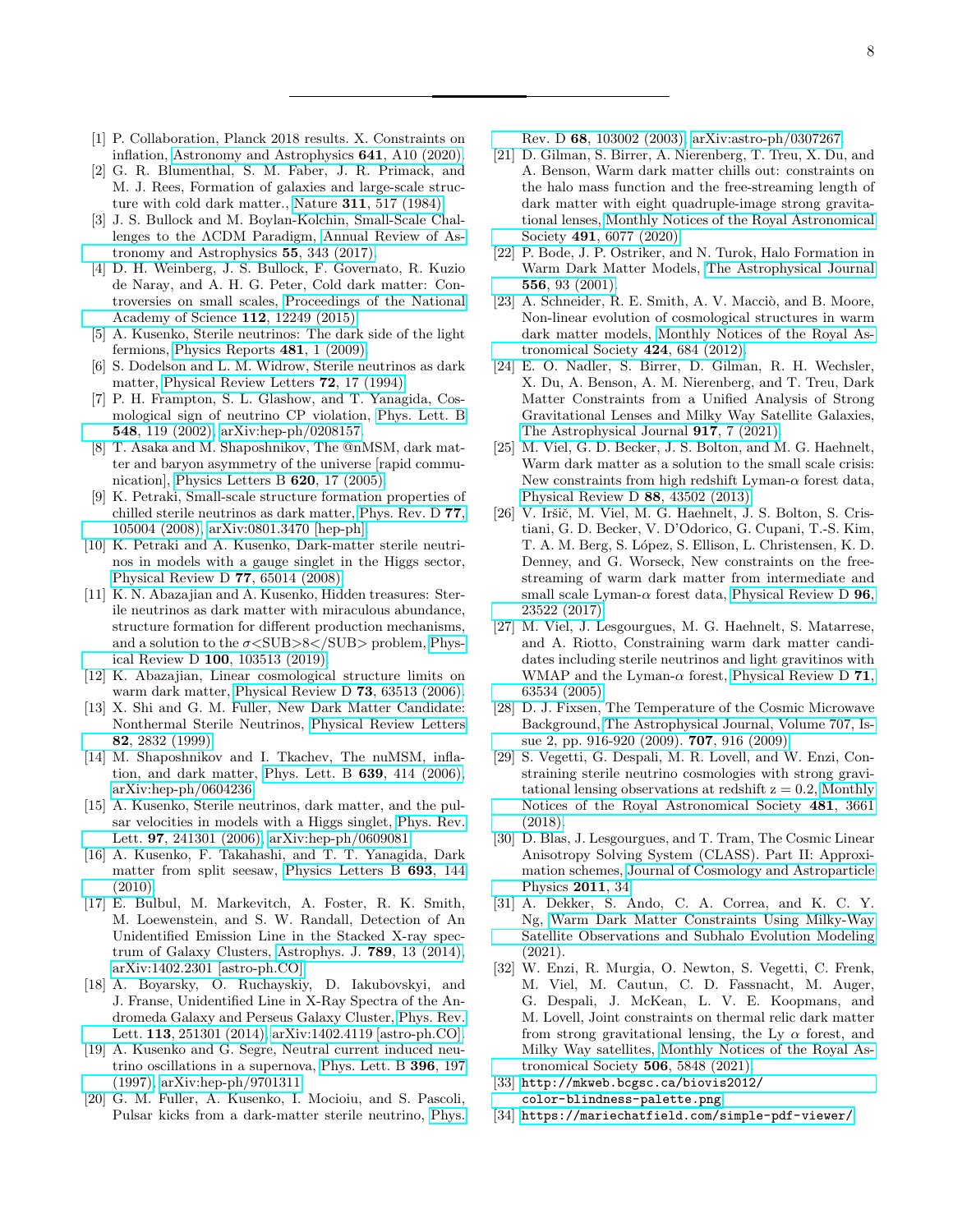---

[1] P. Collaboration, Planck 2018 results. X. Constraints on inflation, Astronomy and Astrophysics **641**, A10 (2020).

[2] G. R. Blumenthal, S. M. Faber, J. R. Primack, and M. J. Rees, Formation of galaxies and large-scale structure with cold dark matter., Nature **311**, 517 (1984).

[3] J. S. Bullock and M. Boylan-Kolchin, Small-Scale Challenges to the ΛCDM Paradigm, Annual Review of Astronomy and Astrophysics **55**, 343 (2017).

[4] D. H. Weinberg, J. S. Bullock, F. Governato, R. Kuzio de Naray, and A. H. G. Peter, Cold dark matter: Controversies on small scales, Proceedings of the National Academy of Science **112**, 12249 (2015).

[5] A. Kusenko, Sterile neutrinos: The dark side of the light fermions, Physics Reports **481**, 1 (2009).

[6] S. Dodelson and L. M. Widrow, Sterile neutrinos as dark matter, Physical Review Letters **72**, 17 (1994).

[7] P. H. Frampton, S. L. Glashow, and T. Yanagida, Cosmological sign of neutrino CP violation, Phys. Lett. B **548**, 119 (2002), arXiv:hep-ph/0208157.

[8] T. Asaka and M. Shaposhnikov, The @nMSM, dark matter and baryon asymmetry of the universe [rapid communication], Physics Letters B **620**, 17 (2005).

[9] K. Petraki, Small-scale structure formation properties of chilled sterile neutrinos as dark matter, Phys. Rev. D **77**, 105004 (2008), arXiv:0801.3470 [hep-ph].

[10] K. Petraki and A. Kusenko, Dark-matter sterile neutrinos in models with a gauge singlet in the Higgs sector, Physical Review D **77**, 65014 (2008).

[11] K. N. Abazajian and A. Kusenko, Hidden treasures: Sterile neutrinos as dark matter with miraculous abundance, structure formation for different production mechanisms, and a solution to the σ<SUB>8</SUB> problem, Physical Review D **100**, 103513 (2019).

[12] K. Abazajian, Linear cosmological structure limits on warm dark matter, Physical Review D **73**, 63513 (2006).

[13] X. Shi and G. M. Fuller, New Dark Matter Candidate: Nonthermal Sterile Neutrinos, Physical Review Letters **82**, 2832 (1999).

[14] M. Shaposhnikov and I. Tkachev, The nuMSM, inflation, and dark matter, Phys. Lett. B **639**, 414 (2006), arXiv:hep-ph/0604236.

[15] A. Kusenko, Sterile neutrinos, dark matter, and the pulsar velocities in models with a Higgs singlet, Phys. Rev. Lett. **97**, 241301 (2006), arXiv:hep-ph/0609081.

[16] A. Kusenko, F. Takahashi, and T. T. Yanagida, Dark matter from split seesaw, Physics Letters B **693**, 144 (2010).

[17] E. Bulbul, M. Markevitch, A. Foster, R. K. Smith, M. Loewenstein, and S. W. Randall, Detection of An Unidentified Emission Line in the Stacked X-ray spectrum of Galaxy Clusters, Astrophys. J. **789**, 13 (2014), arXiv:1402.2301 [astro-ph.CO].

[18] A. Boyarsky, O. Ruchayskiy, D. Iakubovskyi, and J. Franse, Unidentified Line in X-Ray Spectra of the Andromeda Galaxy and Perseus Galaxy Cluster, Phys. Rev. Lett. **113**, 251301 (2014), arXiv:1402.4119 [astro-ph.CO].

[19] A. Kusenko and G. Segre, Neutral current induced neutrino oscillations in a supernova, Phys. Lett. B **396**, 197 (1997), arXiv:hep-ph/9701311.

[20] G. M. Fuller, A. Kusenko, I. Mocioiu, and S. Pascoli, Pulsar kicks from a dark-matter sterile neutrino, Phys. Rev. D **68**, 103002 (2003), arXiv:astro-ph/0307267.

[21] D. Gilman, S. Birrer, A. Nierenberg, T. Treu, X. Du, and A. Benson, Warm dark matter chills out: constraints on the halo mass function and the free-streaming length of dark matter with eight quadruple-image strong gravitational lenses, Monthly Notices of the Royal Astronomical Society **491**, 6077 (2020).

[22] P. Bode, J. P. Ostriker, and N. Turok, Halo Formation in Warm Dark Matter Models, The Astrophysical Journal **556**, 93 (2001).

[23] A. Schneider, R. E. Smith, A. V. Macciò, and B. Moore, Non-linear evolution of cosmological structures in warm dark matter models, Monthly Notices of the Royal Astronomical Society **424**, 684 (2012).

[24] E. O. Nadler, S. Birrer, D. Gilman, R. H. Wechsler, X. Du, A. Benson, A. M. Nierenberg, and T. Treu, Dark Matter Constraints from a Unified Analysis of Strong Gravitational Lenses and Milky Way Satellite Galaxies, The Astrophysical Journal **917**, 7 (2021).

[25] M. Viel, G. D. Becker, J. S. Bolton, and M. G. Haehnelt, Warm dark matter as a solution to the small scale crisis: New constraints from high redshift Lyman-$\alpha$ forest data, Physical Review D **88**, 43502 (2013).

[26] V. Iršič, M. Viel, M. G. Haehnelt, J. S. Bolton, S. Cristiani, G. D. Becker, V. D'Odorico, G. Cupani, T.-S. Kim, T. A. M. Berg, S. López, S. Ellison, L. Christensen, K. D. Denney, and G. Worseck, New constraints on the free-streaming of warm dark matter from intermediate and small scale Lyman-$\alpha$ forest data, Physical Review D **96**, 23522 (2017).

[27] M. Viel, J. Lesgourgues, M. G. Haehnelt, S. Matarrese, and A. Riotto, Constraining warm dark matter candidates including sterile neutrinos and light gravitinos with WMAP and the Lyman-$\alpha$ forest, Physical Review D **71**, 63534 (2005).

[28] D. J. Fixsen, The Temperature of the Cosmic Microwave Background, The Astrophysical Journal, Volume 707, Issue 2, pp. 916-920 (2009). **707**, 916 (2009).

[29] S. Vegetti, G. Despali, M. R. Lovell, and W. Enzi, Constraining sterile neutrino cosmologies with strong gravitational lensing observations at redshift z = 0.2, Monthly Notices of the Royal Astronomical Society **481**, 3661 (2018).

[30] D. Blas, J. Lesgourgues, and T. Tram, The Cosmic Linear Anisotropy Solving System (CLASS). Part II: Approximation schemes, Journal of Cosmology and Astroparticle Physics **2011**, 34.

[31] A. Dekker, S. Ando, C. A. Correa, and K. C. Y. Ng, Warm Dark Matter Constraints Using Milky-Way Satellite Observations and Subhalo Evolution Modeling (2021).

[32] W. Enzi, R. Murgia, O. Newton, S. Vegetti, C. Frenk, M. Viel, M. Cautun, C. D. Fassnacht, M. Auger, G. Despali, J. McKean, L. V. E. Koopmans, and M. Lovell, Joint constraints on thermal relic dark matter from strong gravitational lensing, the Ly $\alpha$ forest, and Milky Way satellites, Monthly Notices of the Royal Astronomical Society **506**, 5848 (2021).

[33] `http://mkweb.bcgsc.ca/biovis2012/color-blindness-palette.png`

[34] `https://mariechatfield.com/simple-pdf-viewer/`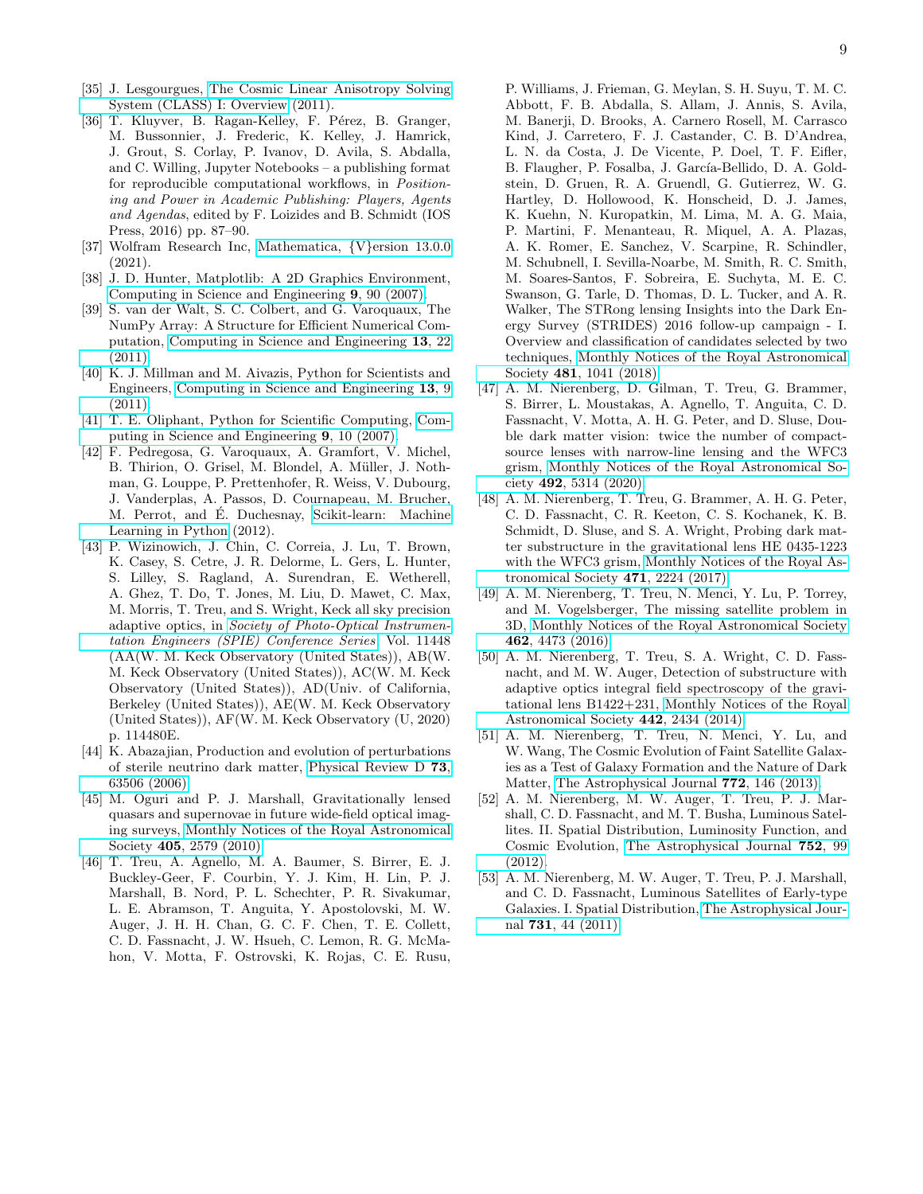[35] J. Lesgourgues, The Cosmic Linear Anisotropy Solving System (CLASS) I: Overview (2011).

[36] T. Kluyver, B. Ragan-Kelley, F. Pérez, B. Granger, M. Bussonnier, J. Frederic, K. Kelley, J. Hamrick, J. Grout, S. Corlay, P. Ivanov, D. Avila, S. Abdalla, and C. Willing, Jupyter Notebooks – a publishing format for reproducible computational workflows, in *Positioning and Power in Academic Publishing: Players, Agents and Agendas*, edited by F. Loizides and B. Schmidt (IOS Press, 2016) pp. 87–90.

[37] Wolfram Research Inc, Mathematica, {V}ersion 13.0.0 (2021).

[38] J. D. Hunter, Matplotlib: A 2D Graphics Environment, Computing in Science and Engineering **9**, 90 (2007).

[39] S. van der Walt, S. C. Colbert, and G. Varoquaux, The NumPy Array: A Structure for Efficient Numerical Computation, Computing in Science and Engineering **13**, 22 (2011).

[40] K. J. Millman and M. Aivazis, Python for Scientists and Engineers, Computing in Science and Engineering **13**, 9 (2011).

[41] T. E. Oliphant, Python for Scientific Computing, Computing in Science and Engineering **9**, 10 (2007).

[42] F. Pedregosa, G. Varoquaux, A. Gramfort, V. Michel, B. Thirion, O. Grisel, M. Blondel, A. Müller, J. Nothman, G. Louppe, P. Prettenhofer, R. Weiss, V. Dubourg, J. Vanderplas, A. Passos, D. Cournapeau, M. Brucher, M. Perrot, and É. Duchesnay, Scikit-learn: Machine Learning in Python (2012).

[43] P. Wizinowich, J. Chin, C. Correia, J. Lu, T. Brown, K. Casey, S. Cetre, J. R. Delorme, L. Gers, L. Hunter, S. Lilley, S. Ragland, A. Surendran, E. Wetherell, A. Ghez, T. Do, T. Jones, M. Liu, D. Mawet, C. Max, M. Morris, T. Treu, and S. Wright, Keck all sky precision adaptive optics, in *Society of Photo-Optical Instrumentation Engineers (SPIE) Conference Series*, Vol. 11448 (AA(W. M. Keck Observatory (United States)), AB(W. M. Keck Observatory (United States)), AC(W. M. Keck Observatory (United States)), AD(Univ. of California, Berkeley (United States)), AE(W. M. Keck Observatory (United States)), AF(W. M. Keck Observatory (U, 2020) p. 114480E.

[44] K. Abazajian, Production and evolution of perturbations of sterile neutrino dark matter, Physical Review D **73**, 63506 (2006).

[45] M. Oguri and P. J. Marshall, Gravitationally lensed quasars and supernovae in future wide-field optical imaging surveys, Monthly Notices of the Royal Astronomical Society **405**, 2579 (2010).

[46] T. Treu, A. Agnello, M. A. Baumer, S. Birrer, E. J. Buckley-Geer, F. Courbin, Y. J. Kim, H. Lin, P. J. Marshall, B. Nord, P. L. Schechter, P. R. Sivakumar, L. E. Abramson, T. Anguita, Y. Apostolovski, M. W. Auger, J. H. H. Chan, G. C. F. Chen, T. E. Collett, C. D. Fassnacht, J. W. Hsueh, C. Lemon, R. G. McMahon, V. Motta, F. Ostrovski, K. Rojas, C. E. Rusu, P. Williams, J. Frieman, G. Meylan, S. H. Suyu, T. M. C. Abbott, F. B. Abdalla, S. Allam, J. Annis, S. Avila, M. Banerji, D. Brooks, A. Carnero Rosell, M. Carrasco Kind, J. Carretero, F. J. Castander, C. B. D'Andrea, L. N. da Costa, J. De Vicente, P. Doel, T. F. Eifler, B. Flaugher, P. Fosalba, J. García-Bellido, D. A. Goldstein, D. Gruen, R. A. Gruendl, G. Gutierrez, W. G. Hartley, D. Hollowood, K. Honscheid, D. J. James, K. Kuehn, N. Kuropatkin, M. Lima, M. A. G. Maia, P. Martini, F. Menanteau, R. Miquel, A. A. Plazas, A. K. Romer, E. Sanchez, V. Scarpine, R. Schindler, M. Schubnell, I. Sevilla-Noarbe, M. Smith, R. C. Smith, M. Soares-Santos, F. Sobreira, E. Suchyta, M. E. C. Swanson, G. Tarle, D. Thomas, D. L. Tucker, and A. R. Walker, The STRong lensing Insights into the Dark Energy Survey (STRIDES) 2016 follow-up campaign - I. Overview and classification of candidates selected by two techniques, Monthly Notices of the Royal Astronomical Society **481**, 1041 (2018).

[47] A. M. Nierenberg, D. Gilman, T. Treu, G. Brammer, S. Birrer, L. Moustakas, A. Agnello, T. Anguita, C. D. Fassnacht, V. Motta, A. H. G. Peter, and D. Sluse, Double dark matter vision: twice the number of compact-source lenses with narrow-line lensing and the WFC3 grism, Monthly Notices of the Royal Astronomical Society **492**, 5314 (2020).

[48] A. M. Nierenberg, T. Treu, G. Brammer, A. H. G. Peter, C. D. Fassnacht, C. R. Keeton, C. S. Kochanek, K. B. Schmidt, D. Sluse, and S. A. Wright, Probing dark matter substructure in the gravitational lens HE 0435-1223 with the WFC3 grism, Monthly Notices of the Royal Astronomical Society **471**, 2224 (2017).

[49] A. M. Nierenberg, T. Treu, N. Menci, Y. Lu, P. Torrey, and M. Vogelsberger, The missing satellite problem in 3D, Monthly Notices of the Royal Astronomical Society **462**, 4473 (2016).

[50] A. M. Nierenberg, T. Treu, S. A. Wright, C. D. Fassnacht, and M. W. Auger, Detection of substructure with adaptive optics integral field spectroscopy of the gravitational lens B1422+231, Monthly Notices of the Royal Astronomical Society **442**, 2434 (2014).

[51] A. M. Nierenberg, T. Treu, N. Menci, Y. Lu, and W. Wang, The Cosmic Evolution of Faint Satellite Galaxies as a Test of Galaxy Formation and the Nature of Dark Matter, The Astrophysical Journal **772**, 146 (2013).

[52] A. M. Nierenberg, M. W. Auger, T. Treu, P. J. Marshall, C. D. Fassnacht, and M. T. Busha, Luminous Satellites. II. Spatial Distribution, Luminosity Function, and Cosmic Evolution, The Astrophysical Journal **752**, 99 (2012).

[53] A. M. Nierenberg, M. W. Auger, T. Treu, P. J. Marshall, and C. D. Fassnacht, Luminous Satellites of Early-type Galaxies. I. Spatial Distribution, The Astrophysical Journal **731**, 44 (2011).